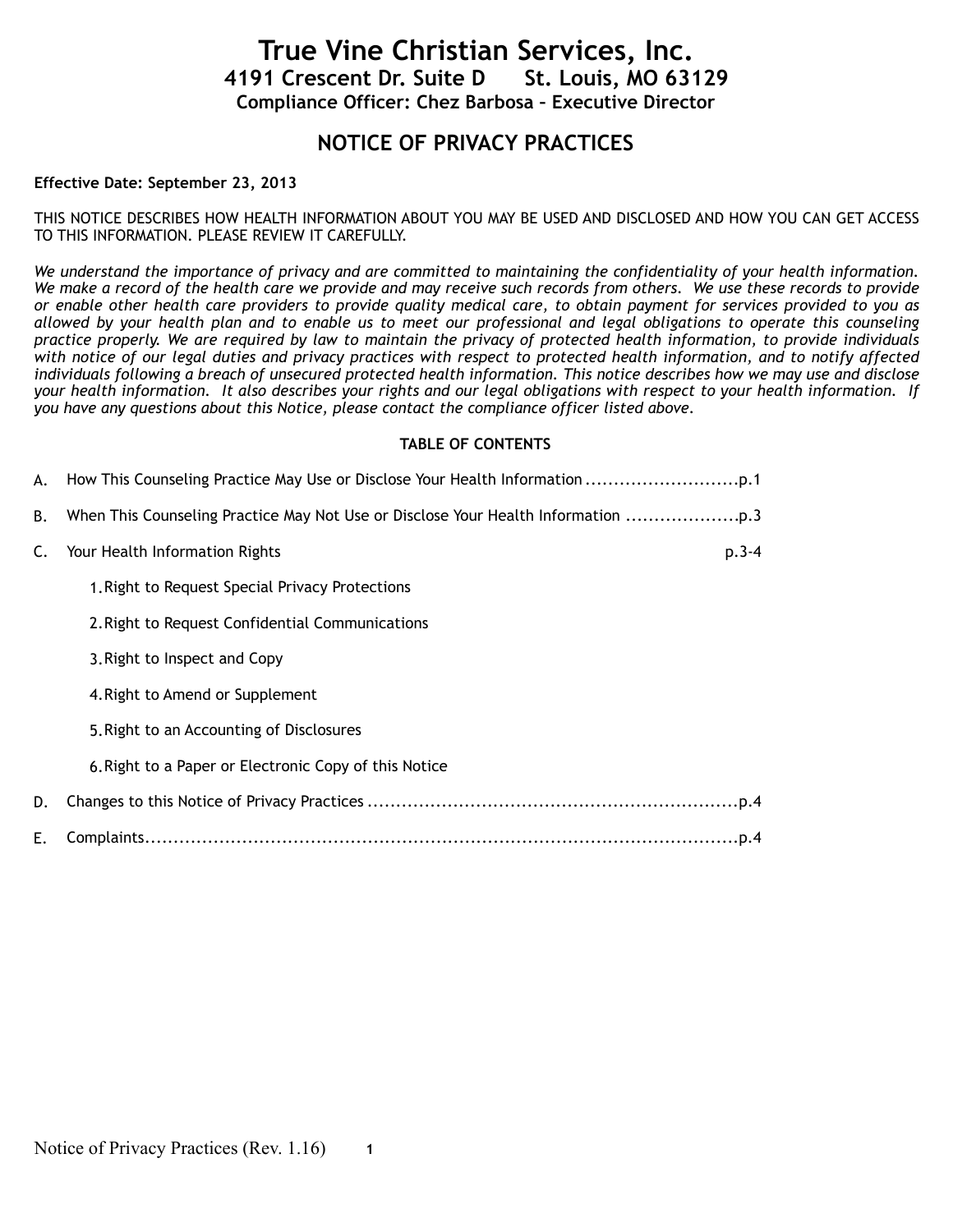# True Vine Christian Services, Inc.

**4191 Crescent Dr. Suite D St. Louis, MO 63129**

**Compliance Officer: Chez Barbosa – Executive Director**

## NOTICE OF PRIVACY PRACTICES

**Effective Date: September 23, 2013**

THIS NOTICE DESCRIBES HOW HEALTH INFORMATION ABOUT YOU MAY BE USED AND DISCLOSED AND HOW YOU CAN GET ACCESS TO THIS INFORMATION. PLEASE REVIEW IT CAREFULLY.

*We understand the importance of privacy and are committed to maintaining the confidentiality of your health information. We make a record of the health care we provide and may receive such records from others. We use these records to provide or enable other health care providers to provide quality medical care, to obtain payment for services provided to you as allowed by your health plan and to enable us to meet our professional and legal obligations to operate this counseling practice properly. We are required by law to maintain the privacy of protected health information, to provide individuals with notice of our legal duties and privacy practices with respect to protected health information, and to notify affected individuals following a breach of unsecured protected health information. This notice describes how we may use and disclose your health information. It also describes your rights and our legal obligations with respect to your health information. If you have any questions about this Notice, please contact the compliance officer listed above.*

**TABLE OF CONTENTS**

A. How This Counseling Practice May Use or Disclose Your Health Information ...........................p.1

B. When This Counseling Practice May Not Use or Disclose Your Health Information ....................p.3

C. Your Health Information Rights p.3-4

1. Right to Request Special Privacy Protections
2. Right to Request Confidential Communications
3. Right to Inspect and Copy
4. Right to Amend or Supplement
5. Right to an Accounting of Disclosures
6. Right to a Paper or Electronic Copy of this Notice

D. Changes to this Notice of Privacy Practices ..................................................................p.4

E. Complaints..........................................................................................................p.4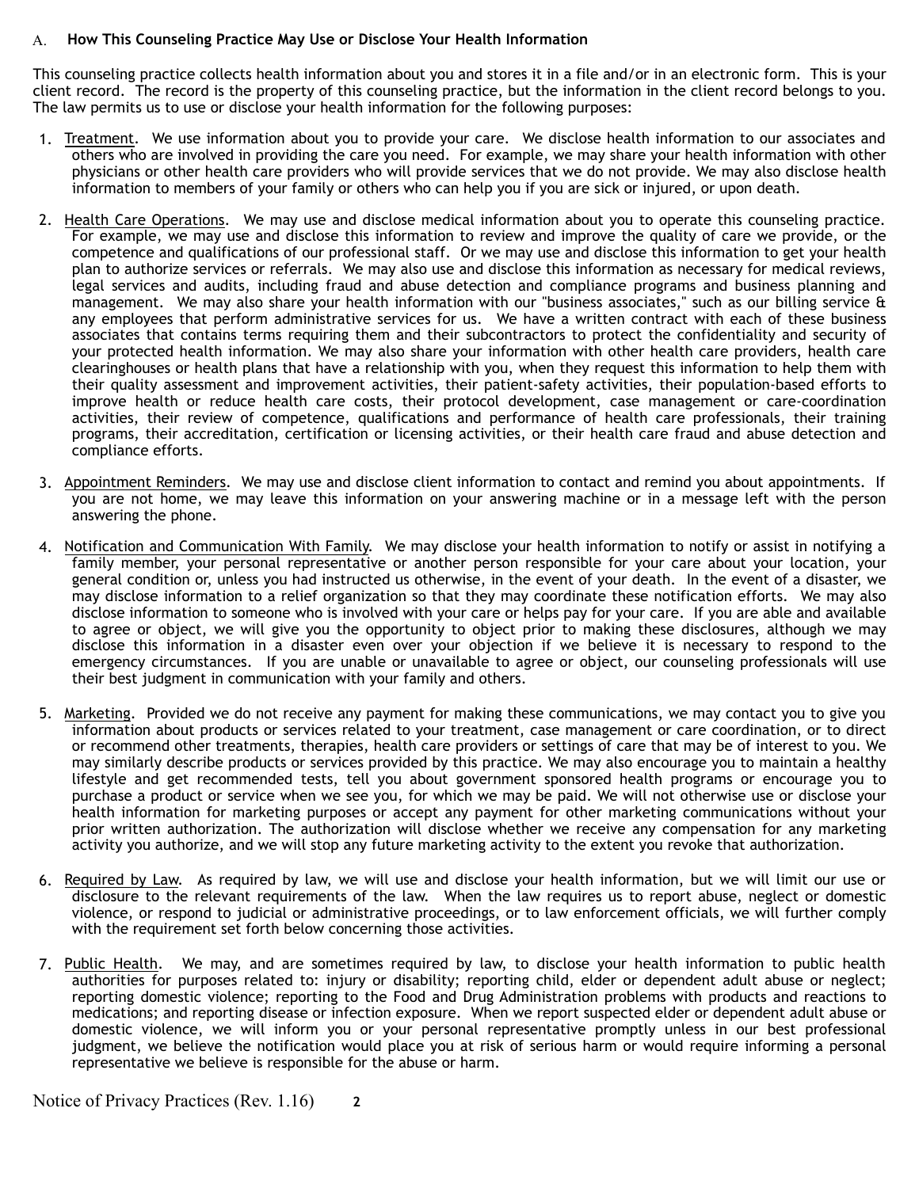## A. How This Counseling Practice May Use or Disclose Your Health Information

This counseling practice collects health information about you and stores it in a file and/or in an electronic form. This is your client record. The record is the property of this counseling practice, but the information in the client record belongs to you. The law permits us to use or disclose your health information for the following purposes:

1. Treatment. We use information about you to provide your care. We disclose health information to our associates and others who are involved in providing the care you need. For example, we may share your health information with other physicians or other health care providers who will provide services that we do not provide. We may also disclose health information to members of your family or others who can help you if you are sick or injured, or upon death.

2. Health Care Operations. We may use and disclose medical information about you to operate this counseling practice. For example, we may use and disclose this information to review and improve the quality of care we provide, or the competence and qualifications of our professional staff. Or we may use and disclose this information to get your health plan to authorize services or referrals. We may also use and disclose this information as necessary for medical reviews, legal services and audits, including fraud and abuse detection and compliance programs and business planning and management. We may also share your health information with our "business associates," such as our billing service & any employees that perform administrative services for us. We have a written contract with each of these business associates that contains terms requiring them and their subcontractors to protect the confidentiality and security of your protected health information. We may also share your information with other health care providers, health care clearinghouses or health plans that have a relationship with you, when they request this information to help them with their quality assessment and improvement activities, their patient-safety activities, their population-based efforts to improve health or reduce health care costs, their protocol development, case management or care-coordination activities, their review of competence, qualifications and performance of health care professionals, their training programs, their accreditation, certification or licensing activities, or their health care fraud and abuse detection and compliance efforts.

3. Appointment Reminders. We may use and disclose client information to contact and remind you about appointments. If you are not home, we may leave this information on your answering machine or in a message left with the person answering the phone.

4. Notification and Communication With Family. We may disclose your health information to notify or assist in notifying a family member, your personal representative or another person responsible for your care about your location, your general condition or, unless you had instructed us otherwise, in the event of your death. In the event of a disaster, we may disclose information to a relief organization so that they may coordinate these notification efforts. We may also disclose information to someone who is involved with your care or helps pay for your care. If you are able and available to agree or object, we will give you the opportunity to object prior to making these disclosures, although we may disclose this information in a disaster even over your objection if we believe it is necessary to respond to the emergency circumstances. If you are unable or unavailable to agree or object, our counseling professionals will use their best judgment in communication with your family and others.

5. Marketing. Provided we do not receive any payment for making these communications, we may contact you to give you information about products or services related to your treatment, case management or care coordination, or to direct or recommend other treatments, therapies, health care providers or settings of care that may be of interest to you. We may similarly describe products or services provided by this practice. We may also encourage you to maintain a healthy lifestyle and get recommended tests, tell you about government sponsored health programs or encourage you to purchase a product or service when we see you, for which we may be paid. We will not otherwise use or disclose your health information for marketing purposes or accept any payment for other marketing communications without your prior written authorization. The authorization will disclose whether we receive any compensation for any marketing activity you authorize, and we will stop any future marketing activity to the extent you revoke that authorization.

6. Required by Law. As required by law, we will use and disclose your health information, but we will limit our use or disclosure to the relevant requirements of the law. When the law requires us to report abuse, neglect or domestic violence, or respond to judicial or administrative proceedings, or to law enforcement officials, we will further comply with the requirement set forth below concerning those activities.

7. Public Health. We may, and are sometimes required by law, to disclose your health information to public health authorities for purposes related to: injury or disability; reporting child, elder or dependent adult abuse or neglect; reporting domestic violence; reporting to the Food and Drug Administration problems with products and reactions to medications; and reporting disease or infection exposure. When we report suspected elder or dependent adult abuse or domestic violence, we will inform you or your personal representative promptly unless in our best professional judgment, we believe the notification would place you at risk of serious harm or would require informing a personal representative we believe is responsible for the abuse or harm.

Notice of Privacy Practices (Rev. 1.16)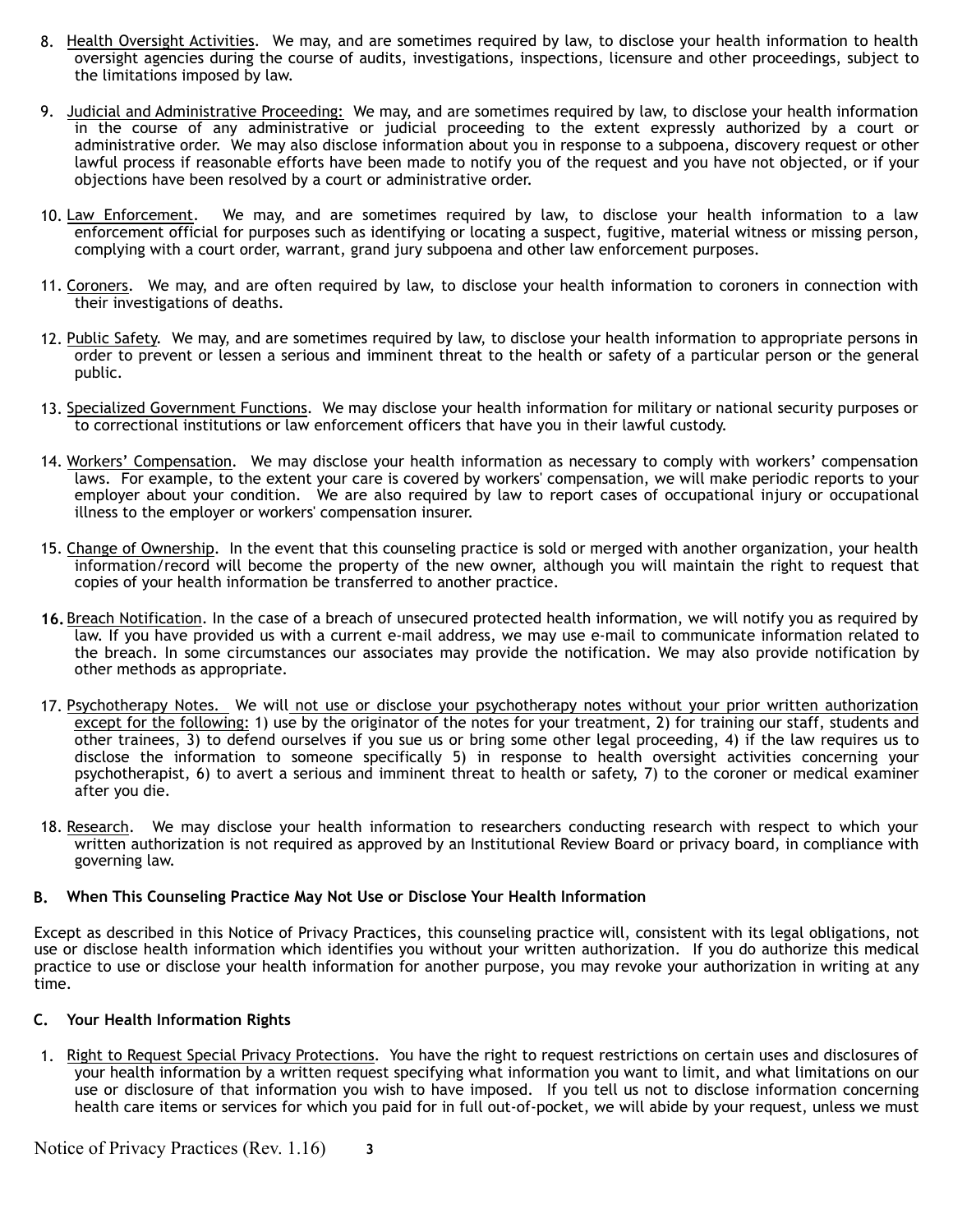8. Health Oversight Activities. We may, and are sometimes required by law, to disclose your health information to health oversight agencies during the course of audits, investigations, inspections, licensure and other proceedings, subject to the limitations imposed by law.

9. Judicial and Administrative Proceeding: We may, and are sometimes required by law, to disclose your health information in the course of any administrative or judicial proceeding to the extent expressly authorized by a court or administrative order. We may also disclose information about you in response to a subpoena, discovery request or other lawful process if reasonable efforts have been made to notify you of the request and you have not objected, or if your objections have been resolved by a court or administrative order.

10. Law Enforcement. We may, and are sometimes required by law, to disclose your health information to a law enforcement official for purposes such as identifying or locating a suspect, fugitive, material witness or missing person, complying with a court order, warrant, grand jury subpoena and other law enforcement purposes.

11. Coroners. We may, and are often required by law, to disclose your health information to coroners in connection with their investigations of deaths.

12. Public Safety. We may, and are sometimes required by law, to disclose your health information to appropriate persons in order to prevent or lessen a serious and imminent threat to the health or safety of a particular person or the general public.

13. Specialized Government Functions. We may disclose your health information for military or national security purposes or to correctional institutions or law enforcement officers that have you in their lawful custody.

14. Workers' Compensation. We may disclose your health information as necessary to comply with workers' compensation laws. For example, to the extent your care is covered by workers' compensation, we will make periodic reports to your employer about your condition. We are also required by law to report cases of occupational injury or occupational illness to the employer or workers' compensation insurer.

15. Change of Ownership. In the event that this counseling practice is sold or merged with another organization, your health information/record will become the property of the new owner, although you will maintain the right to request that copies of your health information be transferred to another practice.

16. Breach Notification. In the case of a breach of unsecured protected health information, we will notify you as required by law. If you have provided us with a current e-mail address, we may use e-mail to communicate information related to the breach. In some circumstances our associates may provide the notification. We may also provide notification by other methods as appropriate.

17. Psychotherapy Notes. We will not use or disclose your psychotherapy notes without your prior written authorization except for the following: 1) use by the originator of the notes for your treatment, 2) for training our staff, students and other trainees, 3) to defend ourselves if you sue us or bring some other legal proceeding, 4) if the law requires us to disclose the information to someone specifically 5) in response to health oversight activities concerning your psychotherapist, 6) to avert a serious and imminent threat to health or safety, 7) to the coroner or medical examiner after you die.

18. Research. We may disclose your health information to researchers conducting research with respect to which your written authorization is not required as approved by an Institutional Review Board or privacy board, in compliance with governing law.

### B. When This Counseling Practice May Not Use or Disclose Your Health Information

Except as described in this Notice of Privacy Practices, this counseling practice will, consistent with its legal obligations, not use or disclose health information which identifies you without your written authorization. If you do authorize this medical practice to use or disclose your health information for another purpose, you may revoke your authorization in writing at any time.

### C. Your Health Information Rights

1. Right to Request Special Privacy Protections. You have the right to request restrictions on certain uses and disclosures of your health information by a written request specifying what information you want to limit, and what limitations on our use or disclosure of that information you wish to have imposed. If you tell us not to disclose information concerning health care items or services for which you paid for in full out-of-pocket, we will abide by your request, unless we must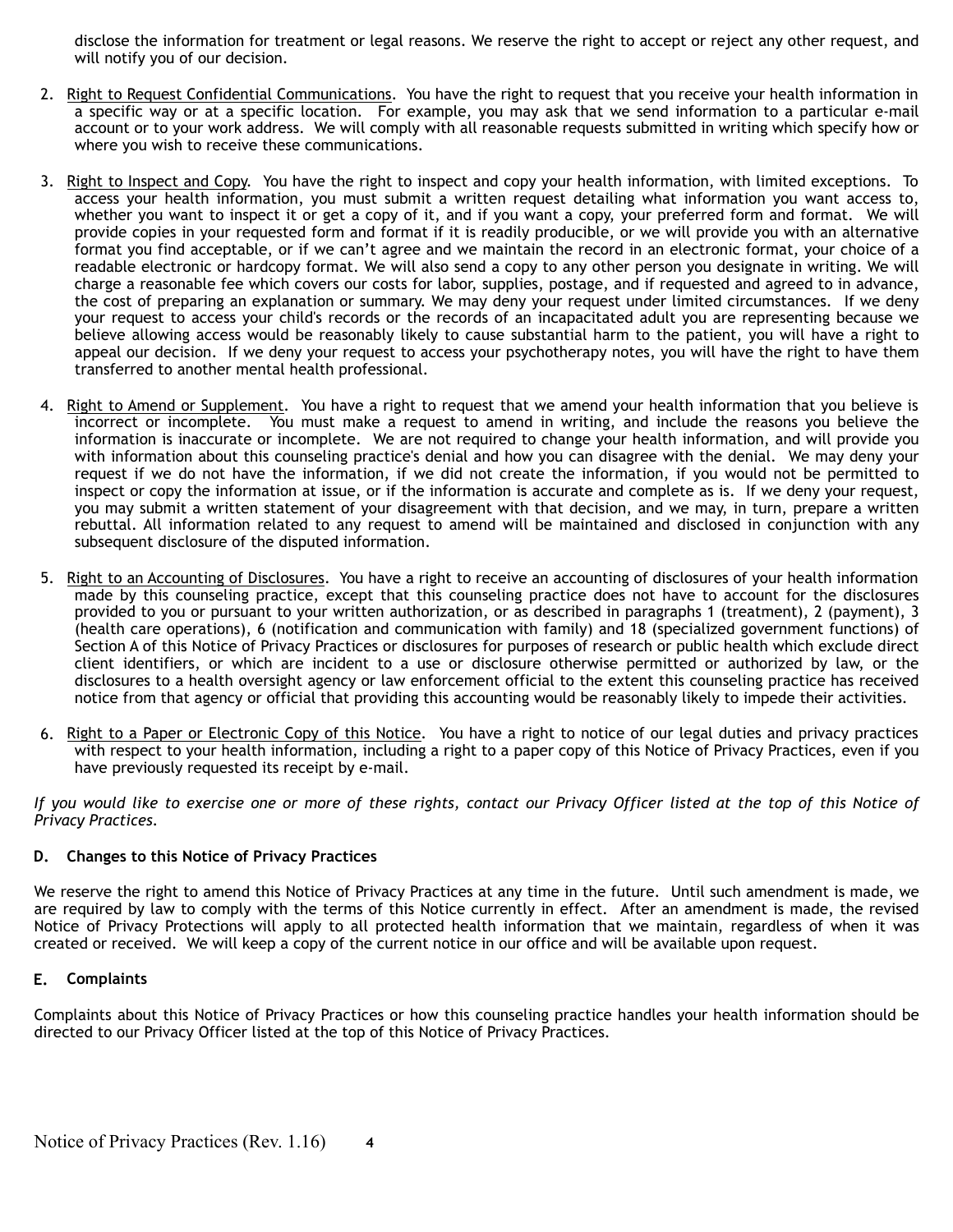disclose the information for treatment or legal reasons. We reserve the right to accept or reject any other request, and will notify you of our decision.

2. Right to Request Confidential Communications. You have the right to request that you receive your health information in a specific way or at a specific location. For example, you may ask that we send information to a particular e-mail account or to your work address. We will comply with all reasonable requests submitted in writing which specify how or where you wish to receive these communications.

3. Right to Inspect and Copy. You have the right to inspect and copy your health information, with limited exceptions. To access your health information, you must submit a written request detailing what information you want access to, whether you want to inspect it or get a copy of it, and if you want a copy, your preferred form and format. We will provide copies in your requested form and format if it is readily producible, or we will provide you with an alternative format you find acceptable, or if we can't agree and we maintain the record in an electronic format, your choice of a readable electronic or hardcopy format. We will also send a copy to any other person you designate in writing. We will charge a reasonable fee which covers our costs for labor, supplies, postage, and if requested and agreed to in advance, the cost of preparing an explanation or summary. We may deny your request under limited circumstances. If we deny your request to access your child's records or the records of an incapacitated adult you are representing because we believe allowing access would be reasonably likely to cause substantial harm to the patient, you will have a right to appeal our decision. If we deny your request to access your psychotherapy notes, you will have the right to have them transferred to another mental health professional.

4. Right to Amend or Supplement. You have a right to request that we amend your health information that you believe is incorrect or incomplete. You must make a request to amend in writing, and include the reasons you believe the information is inaccurate or incomplete. We are not required to change your health information, and will provide you with information about this counseling practice's denial and how you can disagree with the denial. We may deny your request if we do not have the information, if we did not create the information, if you would not be permitted to inspect or copy the information at issue, or if the information is accurate and complete as is. If we deny your request, you may submit a written statement of your disagreement with that decision, and we may, in turn, prepare a written rebuttal. All information related to any request to amend will be maintained and disclosed in conjunction with any subsequent disclosure of the disputed information.

5. Right to an Accounting of Disclosures. You have a right to receive an accounting of disclosures of your health information made by this counseling practice, except that this counseling practice does not have to account for the disclosures provided to you or pursuant to your written authorization, or as described in paragraphs 1 (treatment), 2 (payment), 3 (health care operations), 6 (notification and communication with family) and 18 (specialized government functions) of Section A of this Notice of Privacy Practices or disclosures for purposes of research or public health which exclude direct client identifiers, or which are incident to a use or disclosure otherwise permitted or authorized by law, or the disclosures to a health oversight agency or law enforcement official to the extent this counseling practice has received notice from that agency or official that providing this accounting would be reasonably likely to impede their activities.

6. Right to a Paper or Electronic Copy of this Notice. You have a right to notice of our legal duties and privacy practices with respect to your health information, including a right to a paper copy of this Notice of Privacy Practices, even if you have previously requested its receipt by e-mail.

*If you would like to exercise one or more of these rights, contact our Privacy Officer listed at the top of this Notice of Privacy Practices.*

**D. Changes to this Notice of Privacy Practices**

We reserve the right to amend this Notice of Privacy Practices at any time in the future. Until such amendment is made, we are required by law to comply with the terms of this Notice currently in effect. After an amendment is made, the revised Notice of Privacy Protections will apply to all protected health information that we maintain, regardless of when it was created or received. We will keep a copy of the current notice in our office and will be available upon request.

**E. Complaints**

Complaints about this Notice of Privacy Practices or how this counseling practice handles your health information should be directed to our Privacy Officer listed at the top of this Notice of Privacy Practices.